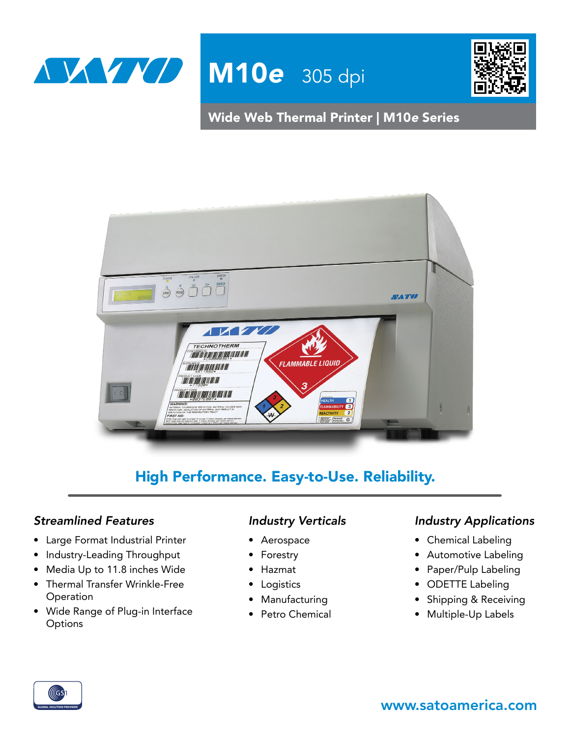# M10e 305 dpi

## Wide Web Thermal Printer | M10*e* Series

### High Performance. Easy-to-Use. Reliability.

### *Streamlined Features*

- Large Format Industrial Printer
- Industry-Leading Throughput
- Media Up to 11.8 inches Wide
- Thermal Transfer Wrinkle-Free Operation
- Wide Range of Plug-in Interface Options

### *Industry Verticals*

- Aerospace
- Forestry
- Hazmat
- Logistics
- Manufacturing
- Petro Chemical

### *Industry Applications*

- Chemical Labeling
- Automotive Labeling
- Paper/Pulp Labeling
- ODETTE Labeling
- Shipping & Receiving
- Multiple-Up Labels

www.satoamerica.com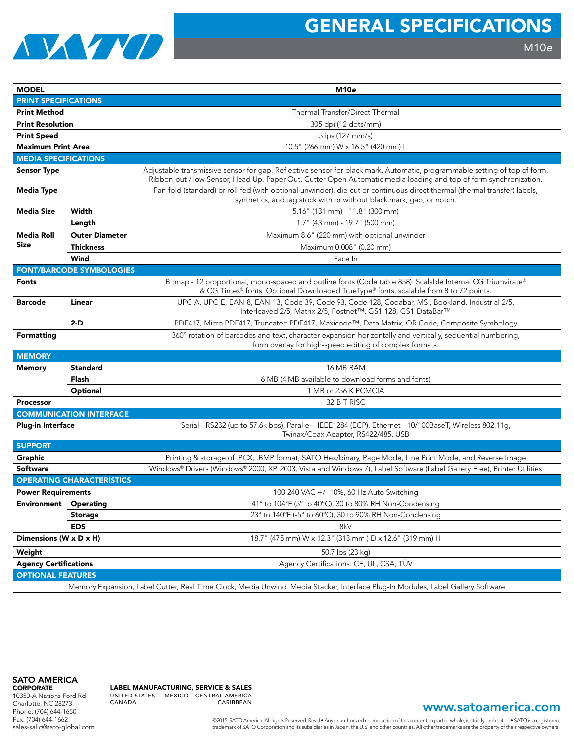# GENERAL SPECIFICATIONS

M10*e*

| MODEL | | M10*e* |
|---|---|---|
| **PRINT SPECIFICATIONS** | | |
| **Print Method** | | Thermal Transfer/Direct Thermal |
| **Print Resolution** | | 305 dpi (12 dots/mm) |
| **Print Speed** | | 5 ips (127 mm/s) |
| **Maximum Print Area** | | 10.5" (266 mm) W x 16.5" (420 mm) L |
| **MEDIA SPECIFICATIONS** | | |
| **Sensor Type** | | Adjustable transmissive sensor for gap. Reflective sensor for black mark. Automatic, programmable setting of top of form. Ribbon-out / low Sensor, Head Up, Paper Out, Cutter Open Automatic media loading and top of form synchronization. |
| **Media Type** | | Fan-fold (standard) or roll-fed (with optional unwinder), die-cut or continuous direct thermal (thermal transfer) labels, synthetics, and tag stock with or without black mark, gap, or notch. |
| **Media Size** | **Width** | 5.16" (131 mm) - 11.8" (300 mm) |
| | **Length** | 1.7" (43 mm) - 19.7" (500 mm) |
| **Media Roll Size** | **Outer Diameter** | Maximum 8.6" (220 mm) with optional unwinder |
| | **Thickness** | Maximum 0.008" (0.20 mm) |
| | **Wind** | Face In |
| **FONT/BARCODE SYMBOLOGIES** | | |
| **Fonts** | | Bitmap - 12 proportional, mono-spaced and outline fonts (Code table 858). Scalable Internal CG Triumvirate® & CG Times® fonts. Optional Downloaded TrueType® fonts, scalable from 8 to 72 points. |
| **Barcode** | **Linear** | UPC-A, UPC-E, EAN-8, EAN-13, Code 39, Code 93, Code 128, Codabar, MSI, Bookland, Industrial 2/5, Interleaved 2/5, Matrix 2/5, Postnet™, GS1-128, GS1-DataBar™ |
| | **2-D** | PDF417, Micro PDF417, Truncated PDF417, Maxicode™, Data Matrix, QR Code, Composite Symbology |
| **Formatting** | | 360° rotation of barcodes and text, character expansion horizontally and vertically, sequential numbering, form overlay for high-speed editing of complex formats. |
| **MEMORY** | | |
| **Memory** | **Standard** | 16 MB RAM |
| | **Flash** | 6 MB (4 MB available to download forms and fonts) |
| | **Optional** | 1 MB or 256 K PCMCIA |
| **Processor** | | 32-BIT RISC |
| **COMMUNICATION INTERFACE** | | |
| **Plug-in Interface** | | Serial - RS232 (up to 57.6k bps), Parallel - IEEE1284 (ECP), Ethernet - 10/100BaseT, Wireless 802.11g, Twinax/Coax Adapter, RS422/485, USB |
| **SUPPORT** | | |
| **Graphic** | | Printing & storage of .PCX, .BMP format, SATO Hex/binary, Page Mode, Line Print Mode, and Reverse Image |
| **Software** | | Windows® Drivers (Windows® 2000, XP, 2003, Vista and Windows 7), Label Software (Label Gallery Free), Printer Utilities |
| **OPERATING CHARACTERISTICS** | | |
| **Power Requirements** | | 100-240 VAC +/- 10%, 60 Hz Auto Switching |
| **Environment** | **Operating** | 41° to 104°F (5° to 40°C), 30 to 80% RH Non-Condensing |
| | **Storage** | 23° to 140°F (-5° to 60°C), 30 to 90% RH Non-Condensing |
| | **EDS** | 8kV |
| **Dimensions (W x D x H)** | | 18.7" (475 mm) W x 12.3" (313 mm ) D x 12.6" (319 mm) H |
| **Weight** | | 50.7 lbs (23 kg) |
| **Agency Certifications** | | Agency Certifications: CE, UL, CSA, TÜV |
| **OPTIONAL FEATURES** | | |
| Memory Expansion, Label Cutter, Real Time Clock, Media Unwind, Media Stacker, Interface Plug-In Modules, Label Gallery Software | | |

**SATO AMERICA**
**CORPORATE**
10350-A Nations Ford Rd
Charlotte, NC 28273
Phone: (704) 644-1650
Fax: (704) 644-1662
sales-sallc@sato-global.com

**LABEL MANUFACTURING, SERVICE & SALES**
UNITED STATES MEXICO CENTRAL AMERICA
CANADA CARIBBEAN

**www.satoamerica.com**

©2015 SATO America. All rights Reserved. Rev J • Any unauthorized reproduction of this content, in part or whole, is strictly prohibited • SATO is a registered trademark of SATO Corporation and its subsidiaries in Japan, the U.S. and other countries. All other trademarks are the property of their respective owners.